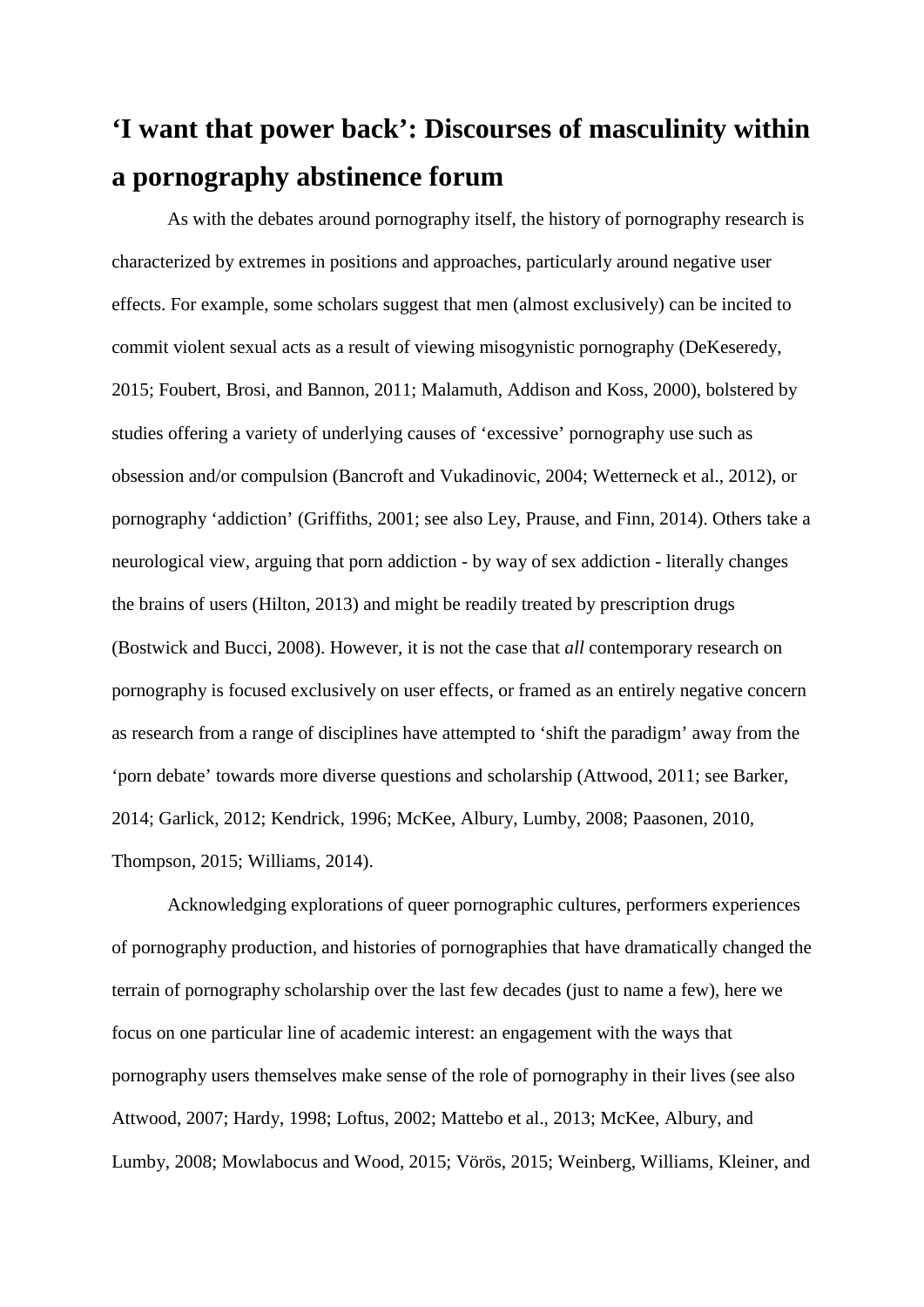# 'I want that power back': Discourses of masculinity within a pornography abstinence forum

As with the debates around pornography itself, the history of pornography research is characterized by extremes in positions and approaches, particularly around negative user effects. For example, some scholars suggest that men (almost exclusively) can be incited to commit violent sexual acts as a result of viewing misogynistic pornography (DeKeseredy, 2015; Foubert, Brosi, and Bannon, 2011; Malamuth, Addison and Koss, 2000), bolstered by studies offering a variety of underlying causes of 'excessive' pornography use such as obsession and/or compulsion (Bancroft and Vukadinovic, 2004; Wetterneck et al., 2012), or pornography 'addiction' (Griffiths, 2001; see also Ley, Prause, and Finn, 2014). Others take a neurological view, arguing that porn addiction - by way of sex addiction - literally changes the brains of users (Hilton, 2013) and might be readily treated by prescription drugs (Bostwick and Bucci, 2008). However, it is not the case that *all* contemporary research on pornography is focused exclusively on user effects, or framed as an entirely negative concern as research from a range of disciplines have attempted to 'shift the paradigm' away from the 'porn debate' towards more diverse questions and scholarship (Attwood, 2011; see Barker, 2014; Garlick, 2012; Kendrick, 1996; McKee, Albury, Lumby, 2008; Paasonen, 2010, Thompson, 2015; Williams, 2014).

Acknowledging explorations of queer pornographic cultures, performers experiences of pornography production, and histories of pornographies that have dramatically changed the terrain of pornography scholarship over the last few decades (just to name a few), here we focus on one particular line of academic interest: an engagement with the ways that pornography users themselves make sense of the role of pornography in their lives (see also Attwood, 2007; Hardy, 1998; Loftus, 2002; Mattebo et al., 2013; McKee, Albury, and Lumby, 2008; Mowlabocus and Wood, 2015; Vörös, 2015; Weinberg, Williams, Kleiner, and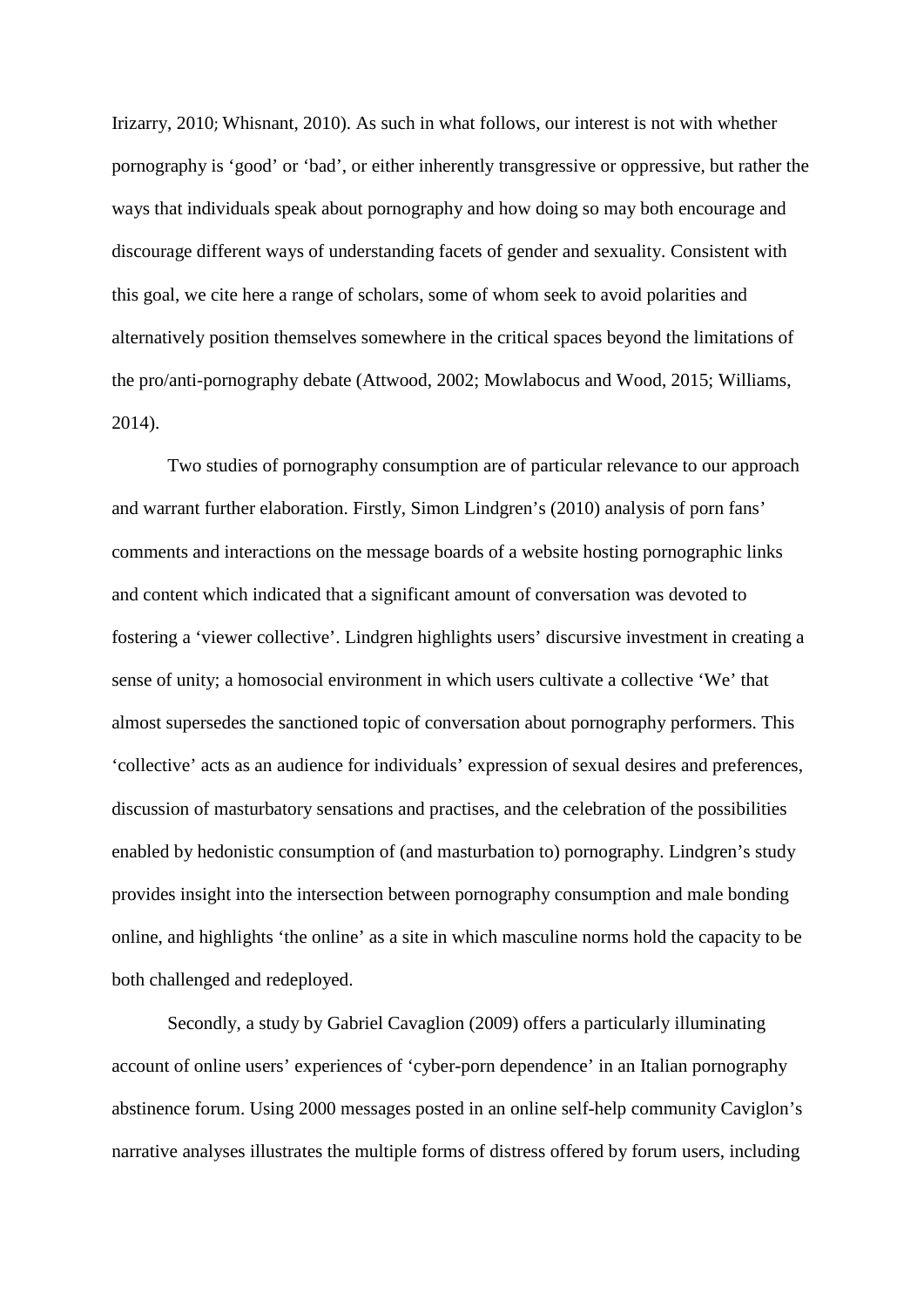Irizarry, 2010; Whisnant, 2010). As such in what follows, our interest is not with whether pornography is 'good' or 'bad', or either inherently transgressive or oppressive, but rather the ways that individuals speak about pornography and how doing so may both encourage and discourage different ways of understanding facets of gender and sexuality. Consistent with this goal, we cite here a range of scholars, some of whom seek to avoid polarities and alternatively position themselves somewhere in the critical spaces beyond the limitations of the pro/anti-pornography debate (Attwood, 2002; Mowlabocus and Wood, 2015; Williams, 2014).

Two studies of pornography consumption are of particular relevance to our approach and warrant further elaboration. Firstly, Simon Lindgren's (2010) analysis of porn fans' comments and interactions on the message boards of a website hosting pornographic links and content which indicated that a significant amount of conversation was devoted to fostering a 'viewer collective'. Lindgren highlights users' discursive investment in creating a sense of unity; a homosocial environment in which users cultivate a collective 'We' that almost supersedes the sanctioned topic of conversation about pornography performers. This 'collective' acts as an audience for individuals' expression of sexual desires and preferences, discussion of masturbatory sensations and practises, and the celebration of the possibilities enabled by hedonistic consumption of (and masturbation to) pornography. Lindgren's study provides insight into the intersection between pornography consumption and male bonding online, and highlights 'the online' as a site in which masculine norms hold the capacity to be both challenged and redeployed.

Secondly, a study by Gabriel Cavaglion (2009) offers a particularly illuminating account of online users' experiences of 'cyber-porn dependence' in an Italian pornography abstinence forum. Using 2000 messages posted in an online self-help community Caviglon's narrative analyses illustrates the multiple forms of distress offered by forum users, including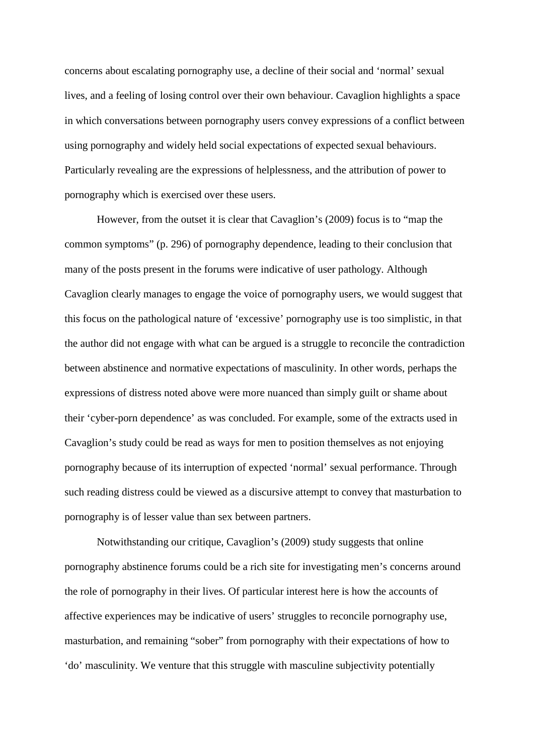concerns about escalating pornography use, a decline of their social and 'normal' sexual lives, and a feeling of losing control over their own behaviour. Cavaglion highlights a space in which conversations between pornography users convey expressions of a conflict between using pornography and widely held social expectations of expected sexual behaviours. Particularly revealing are the expressions of helplessness, and the attribution of power to pornography which is exercised over these users.

However, from the outset it is clear that Cavaglion's (2009) focus is to "map the common symptoms" (p. 296) of pornography dependence, leading to their conclusion that many of the posts present in the forums were indicative of user pathology. Although Cavaglion clearly manages to engage the voice of pornography users, we would suggest that this focus on the pathological nature of 'excessive' pornography use is too simplistic, in that the author did not engage with what can be argued is a struggle to reconcile the contradiction between abstinence and normative expectations of masculinity. In other words, perhaps the expressions of distress noted above were more nuanced than simply guilt or shame about their 'cyber-porn dependence' as was concluded. For example, some of the extracts used in Cavaglion's study could be read as ways for men to position themselves as not enjoying pornography because of its interruption of expected 'normal' sexual performance. Through such reading distress could be viewed as a discursive attempt to convey that masturbation to pornography is of lesser value than sex between partners.

Notwithstanding our critique, Cavaglion's (2009) study suggests that online pornography abstinence forums could be a rich site for investigating men's concerns around the role of pornography in their lives. Of particular interest here is how the accounts of affective experiences may be indicative of users' struggles to reconcile pornography use, masturbation, and remaining "sober" from pornography with their expectations of how to 'do' masculinity. We venture that this struggle with masculine subjectivity potentially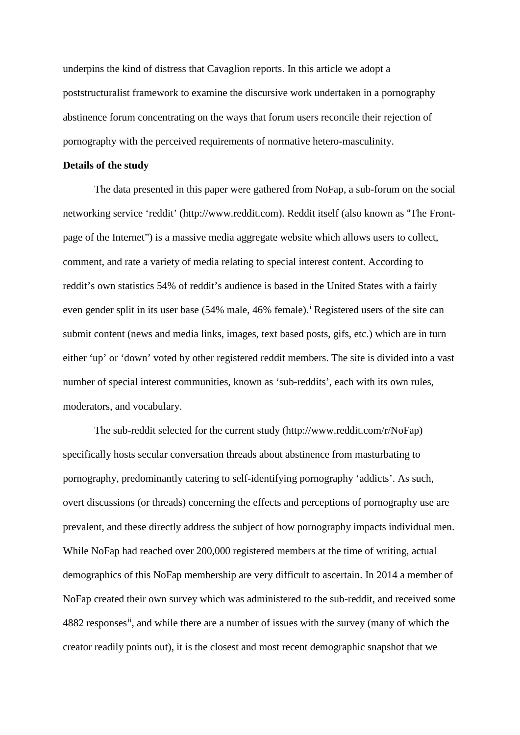underpins the kind of distress that Cavaglion reports. In this article we adopt a poststructuralist framework to examine the discursive work undertaken in a pornography abstinence forum concentrating on the ways that forum users reconcile their rejection of pornography with the perceived requirements of normative hetero-masculinity.

**Details of the study**

The data presented in this paper were gathered from NoFap, a sub-forum on the social networking service 'reddit' (http://www.reddit.com). Reddit itself (also known as "The Front-page of the Internet") is a massive media aggregate website which allows users to collect, comment, and rate a variety of media relating to special interest content. According to reddit's own statistics 54% of reddit's audience is based in the United States with a fairly even gender split in its user base (54% male, 46% female).[i] Registered users of the site can submit content (news and media links, images, text based posts, gifs, etc.) which are in turn either 'up' or 'down' voted by other registered reddit members. The site is divided into a vast number of special interest communities, known as 'sub-reddits', each with its own rules, moderators, and vocabulary.

The sub-reddit selected for the current study (http://www.reddit.com/r/NoFap) specifically hosts secular conversation threads about abstinence from masturbating to pornography, predominantly catering to self-identifying pornography 'addicts'. As such, overt discussions (or threads) concerning the effects and perceptions of pornography use are prevalent, and these directly address the subject of how pornography impacts individual men. While NoFap had reached over 200,000 registered members at the time of writing, actual demographics of this NoFap membership are very difficult to ascertain. In 2014 a member of NoFap created their own survey which was administered to the sub-reddit, and received some 4882 responses[ii], and while there are a number of issues with the survey (many of which the creator readily points out), it is the closest and most recent demographic snapshot that we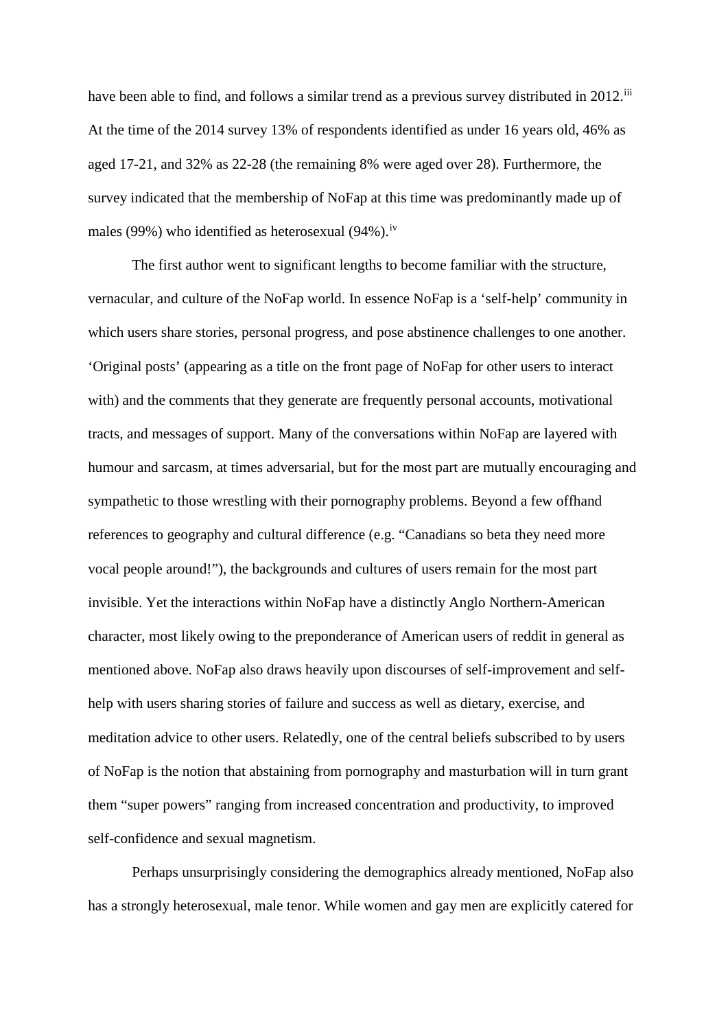have been able to find, and follows a similar trend as a previous survey distributed in 2012.[iii] At the time of the 2014 survey 13% of respondents identified as under 16 years old, 46% as aged 17-21, and 32% as 22-28 (the remaining 8% were aged over 28). Furthermore, the survey indicated that the membership of NoFap at this time was predominantly made up of males (99%) who identified as heterosexual (94%).[iv]

The first author went to significant lengths to become familiar with the structure, vernacular, and culture of the NoFap world. In essence NoFap is a 'self-help' community in which users share stories, personal progress, and pose abstinence challenges to one another. 'Original posts' (appearing as a title on the front page of NoFap for other users to interact with) and the comments that they generate are frequently personal accounts, motivational tracts, and messages of support. Many of the conversations within NoFap are layered with humour and sarcasm, at times adversarial, but for the most part are mutually encouraging and sympathetic to those wrestling with their pornography problems. Beyond a few offhand references to geography and cultural difference (e.g. "Canadians so beta they need more vocal people around!"), the backgrounds and cultures of users remain for the most part invisible. Yet the interactions within NoFap have a distinctly Anglo Northern-American character, most likely owing to the preponderance of American users of reddit in general as mentioned above. NoFap also draws heavily upon discourses of self-improvement and self-help with users sharing stories of failure and success as well as dietary, exercise, and meditation advice to other users. Relatedly, one of the central beliefs subscribed to by users of NoFap is the notion that abstaining from pornography and masturbation will in turn grant them "super powers" ranging from increased concentration and productivity, to improved self-confidence and sexual magnetism.

Perhaps unsurprisingly considering the demographics already mentioned, NoFap also has a strongly heterosexual, male tenor. While women and gay men are explicitly catered for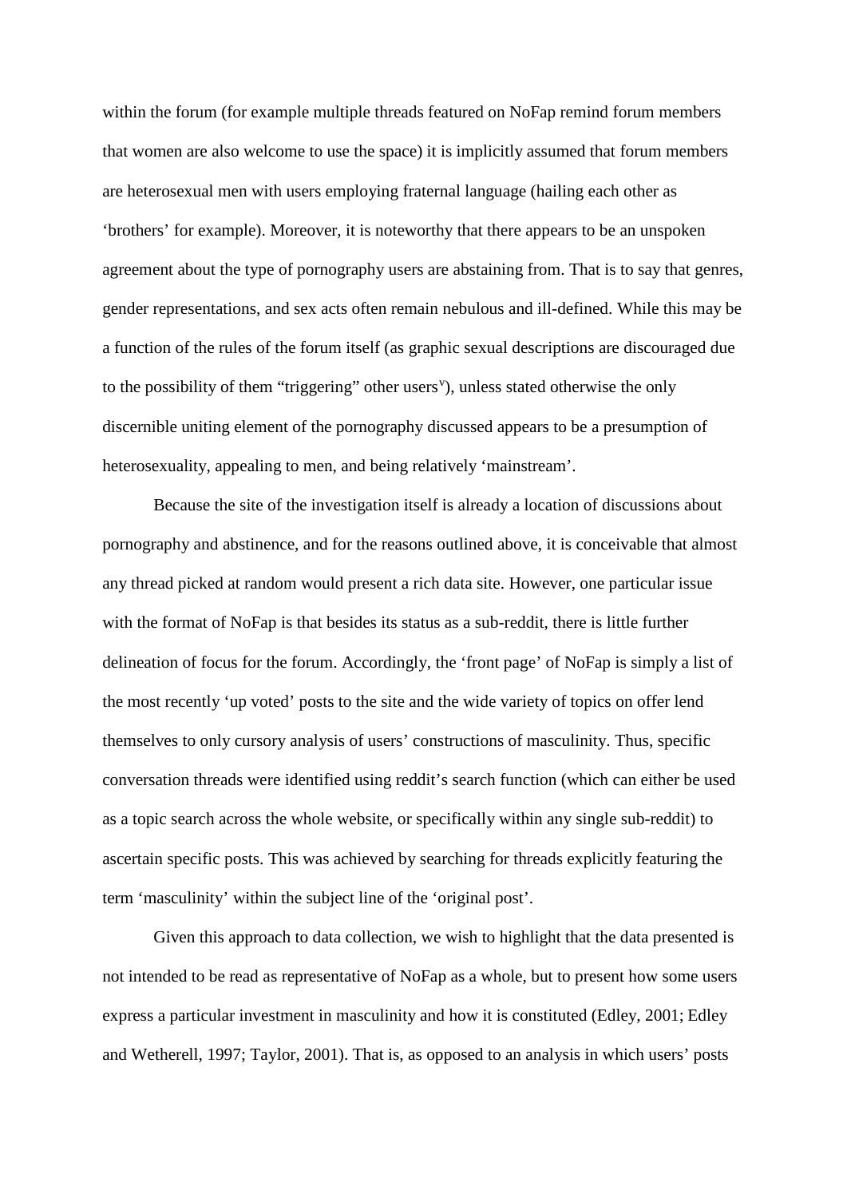within the forum (for example multiple threads featured on NoFap remind forum members that women are also welcome to use the space) it is implicitly assumed that forum members are heterosexual men with users employing fraternal language (hailing each other as 'brothers' for example). Moreover, it is noteworthy that there appears to be an unspoken agreement about the type of pornography users are abstaining from. That is to say that genres, gender representations, and sex acts often remain nebulous and ill-defined. While this may be a function of the rules of the forum itself (as graphic sexual descriptions are discouraged due to the possibility of them "triggering" other users[v]), unless stated otherwise the only discernible uniting element of the pornography discussed appears to be a presumption of heterosexuality, appealing to men, and being relatively 'mainstream'.

Because the site of the investigation itself is already a location of discussions about pornography and abstinence, and for the reasons outlined above, it is conceivable that almost any thread picked at random would present a rich data site. However, one particular issue with the format of NoFap is that besides its status as a sub-reddit, there is little further delineation of focus for the forum. Accordingly, the 'front page' of NoFap is simply a list of the most recently 'up voted' posts to the site and the wide variety of topics on offer lend themselves to only cursory analysis of users' constructions of masculinity. Thus, specific conversation threads were identified using reddit's search function (which can either be used as a topic search across the whole website, or specifically within any single sub-reddit) to ascertain specific posts. This was achieved by searching for threads explicitly featuring the term 'masculinity' within the subject line of the 'original post'.

Given this approach to data collection, we wish to highlight that the data presented is not intended to be read as representative of NoFap as a whole, but to present how some users express a particular investment in masculinity and how it is constituted (Edley, 2001; Edley and Wetherell, 1997; Taylor, 2001). That is, as opposed to an analysis in which users' posts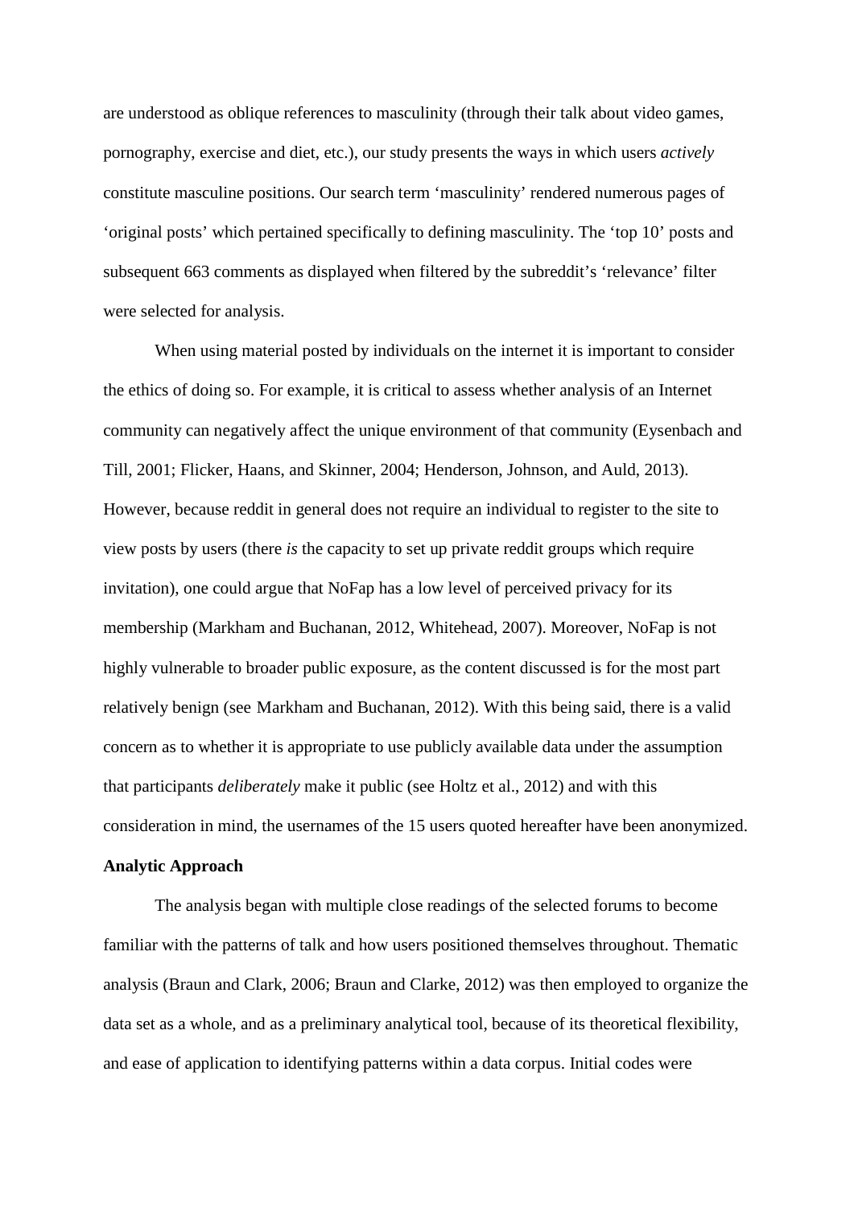are understood as oblique references to masculinity (through their talk about video games, pornography, exercise and diet, etc.), our study presents the ways in which users *actively* constitute masculine positions. Our search term 'masculinity' rendered numerous pages of 'original posts' which pertained specifically to defining masculinity. The 'top 10' posts and subsequent 663 comments as displayed when filtered by the subreddit's 'relevance' filter were selected for analysis.

When using material posted by individuals on the internet it is important to consider the ethics of doing so. For example, it is critical to assess whether analysis of an Internet community can negatively affect the unique environment of that community (Eysenbach and Till, 2001; Flicker, Haans, and Skinner, 2004; Henderson, Johnson, and Auld, 2013). However, because reddit in general does not require an individual to register to the site to view posts by users (there *is* the capacity to set up private reddit groups which require invitation), one could argue that NoFap has a low level of perceived privacy for its membership (Markham and Buchanan, 2012, Whitehead, 2007). Moreover, NoFap is not highly vulnerable to broader public exposure, as the content discussed is for the most part relatively benign (see Markham and Buchanan, 2012). With this being said, there is a valid concern as to whether it is appropriate to use publicly available data under the assumption that participants *deliberately* make it public (see Holtz et al., 2012) and with this consideration in mind, the usernames of the 15 users quoted hereafter have been anonymized.

**Analytic Approach**

The analysis began with multiple close readings of the selected forums to become familiar with the patterns of talk and how users positioned themselves throughout. Thematic analysis (Braun and Clark, 2006; Braun and Clarke, 2012) was then employed to organize the data set as a whole, and as a preliminary analytical tool, because of its theoretical flexibility, and ease of application to identifying patterns within a data corpus. Initial codes were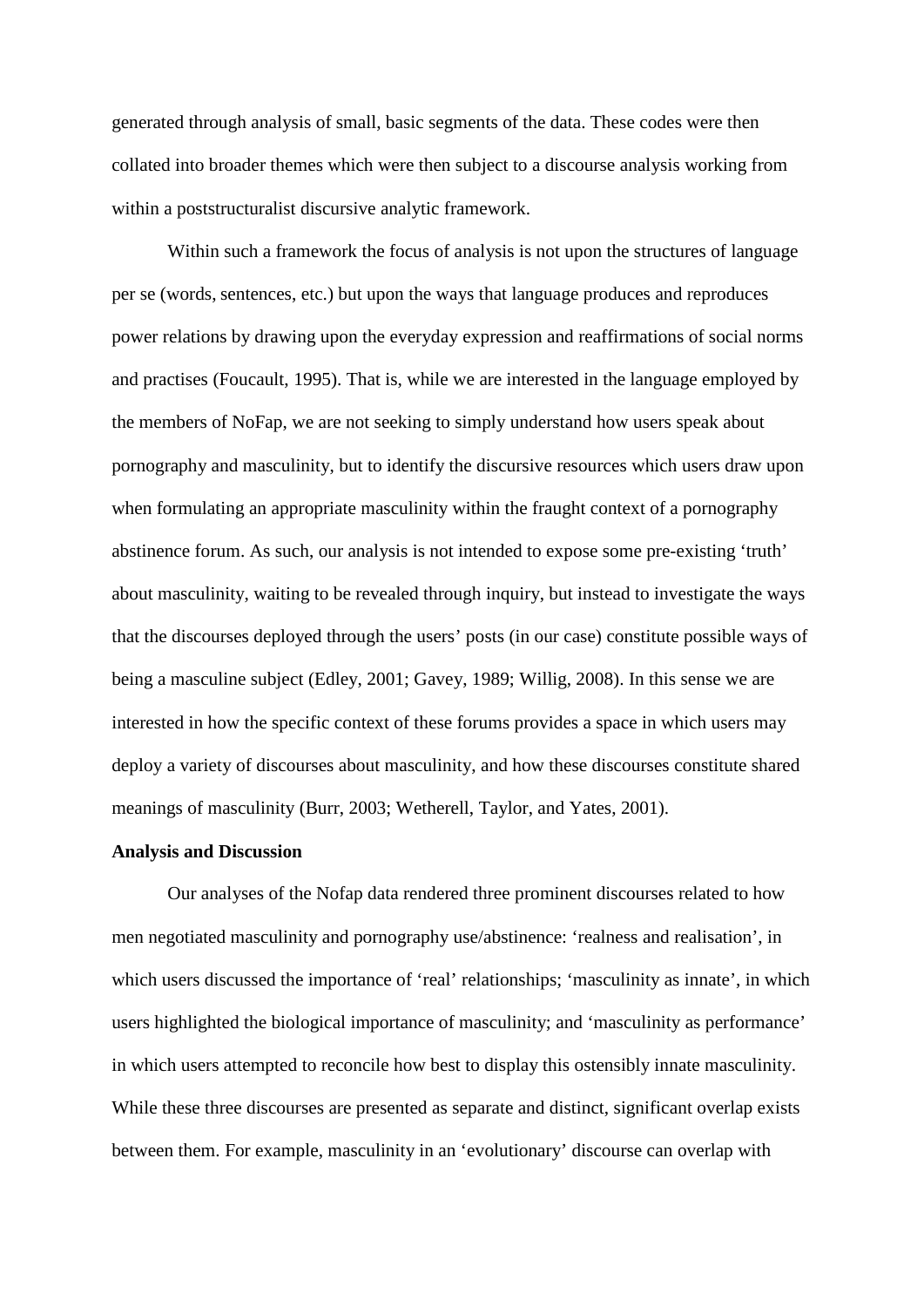generated through analysis of small, basic segments of the data. These codes were then collated into broader themes which were then subject to a discourse analysis working from within a poststructuralist discursive analytic framework.

Within such a framework the focus of analysis is not upon the structures of language per se (words, sentences, etc.) but upon the ways that language produces and reproduces power relations by drawing upon the everyday expression and reaffirmations of social norms and practises (Foucault, 1995). That is, while we are interested in the language employed by the members of NoFap, we are not seeking to simply understand how users speak about pornography and masculinity, but to identify the discursive resources which users draw upon when formulating an appropriate masculinity within the fraught context of a pornography abstinence forum. As such, our analysis is not intended to expose some pre-existing 'truth' about masculinity, waiting to be revealed through inquiry, but instead to investigate the ways that the discourses deployed through the users' posts (in our case) constitute possible ways of being a masculine subject (Edley, 2001; Gavey, 1989; Willig, 2008). In this sense we are interested in how the specific context of these forums provides a space in which users may deploy a variety of discourses about masculinity, and how these discourses constitute shared meanings of masculinity (Burr, 2003; Wetherell, Taylor, and Yates, 2001).

**Analysis and Discussion**

Our analyses of the Nofap data rendered three prominent discourses related to how men negotiated masculinity and pornography use/abstinence: 'realness and realisation', in which users discussed the importance of 'real' relationships; 'masculinity as innate', in which users highlighted the biological importance of masculinity; and 'masculinity as performance' in which users attempted to reconcile how best to display this ostensibly innate masculinity. While these three discourses are presented as separate and distinct, significant overlap exists between them. For example, masculinity in an 'evolutionary' discourse can overlap with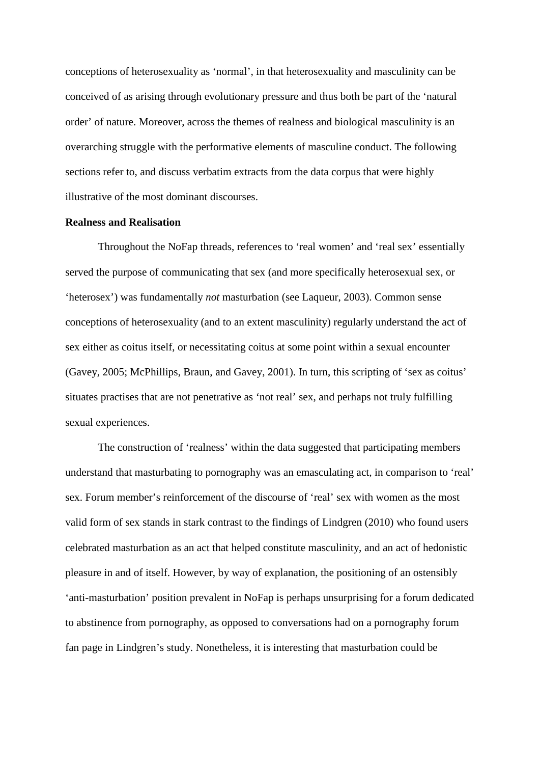conceptions of heterosexuality as 'normal', in that heterosexuality and masculinity can be conceived of as arising through evolutionary pressure and thus both be part of the 'natural order' of nature. Moreover, across the themes of realness and biological masculinity is an overarching struggle with the performative elements of masculine conduct. The following sections refer to, and discuss verbatim extracts from the data corpus that were highly illustrative of the most dominant discourses.

**Realness and Realisation**

Throughout the NoFap threads, references to 'real women' and 'real sex' essentially served the purpose of communicating that sex (and more specifically heterosexual sex, or 'heterosex') was fundamentally *not* masturbation (see Laqueur, 2003). Common sense conceptions of heterosexuality (and to an extent masculinity) regularly understand the act of sex either as coitus itself, or necessitating coitus at some point within a sexual encounter (Gavey, 2005; McPhillips, Braun, and Gavey, 2001). In turn, this scripting of 'sex as coitus' situates practises that are not penetrative as 'not real' sex, and perhaps not truly fulfilling sexual experiences.

The construction of 'realness' within the data suggested that participating members understand that masturbating to pornography was an emasculating act, in comparison to 'real' sex. Forum member's reinforcement of the discourse of 'real' sex with women as the most valid form of sex stands in stark contrast to the findings of Lindgren (2010) who found users celebrated masturbation as an act that helped constitute masculinity, and an act of hedonistic pleasure in and of itself. However, by way of explanation, the positioning of an ostensibly 'anti-masturbation' position prevalent in NoFap is perhaps unsurprising for a forum dedicated to abstinence from pornography, as opposed to conversations had on a pornography forum fan page in Lindgren's study. Nonetheless, it is interesting that masturbation could be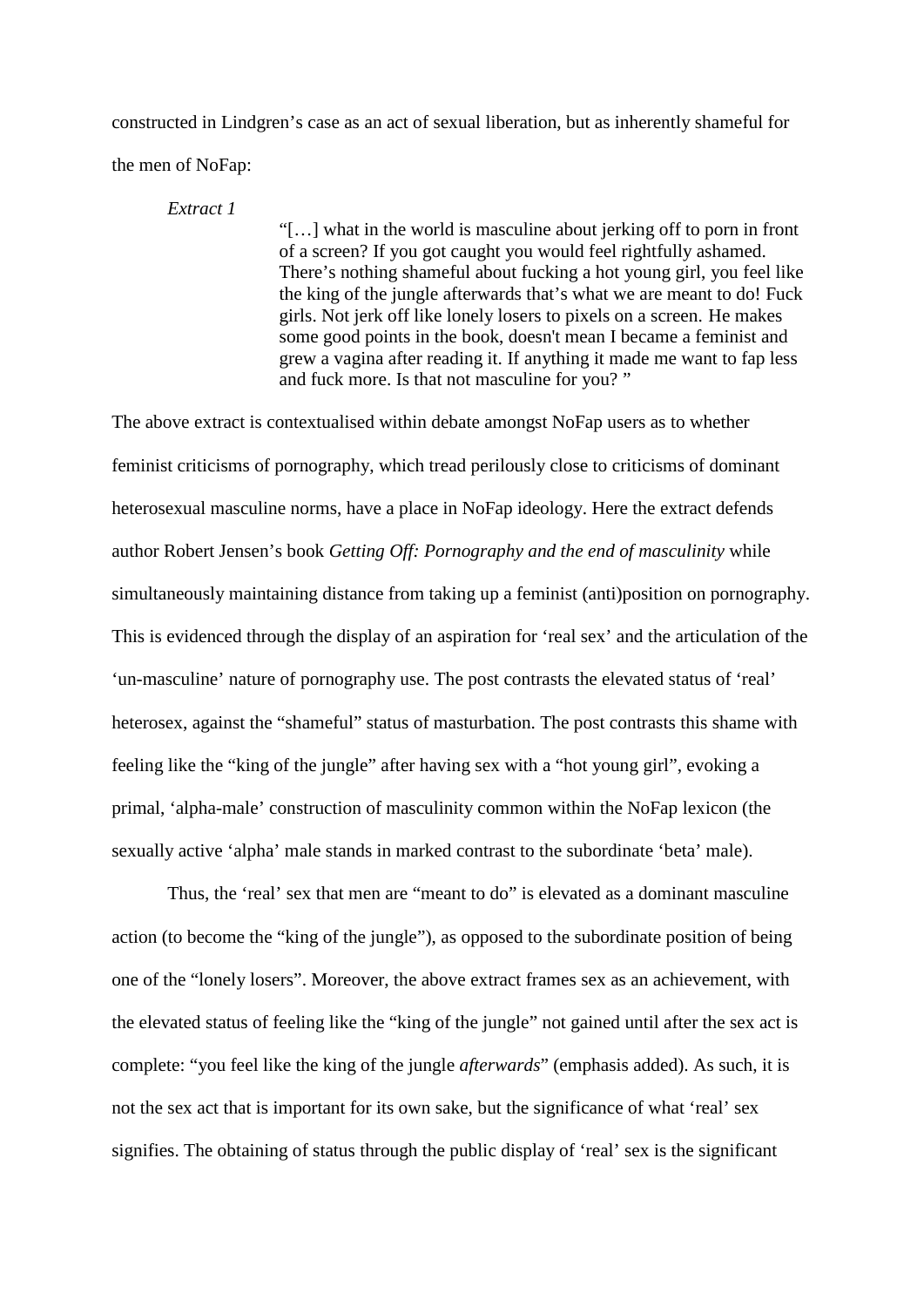constructed in Lindgren's case as an act of sexual liberation, but as inherently shameful for the men of NoFap:

*Extract 1*

> "[…] what in the world is masculine about jerking off to porn in front of a screen? If you got caught you would feel rightfully ashamed. There's nothing shameful about fucking a hot young girl, you feel like the king of the jungle afterwards that's what we are meant to do! Fuck girls. Not jerk off like lonely losers to pixels on a screen. He makes some good points in the book, doesn't mean I became a feminist and grew a vagina after reading it. If anything it made me want to fap less and fuck more. Is that not masculine for you? "

The above extract is contextualised within debate amongst NoFap users as to whether feminist criticisms of pornography, which tread perilously close to criticisms of dominant heterosexual masculine norms, have a place in NoFap ideology. Here the extract defends author Robert Jensen's book *Getting Off: Pornography and the end of masculinity* while simultaneously maintaining distance from taking up a feminist (anti)position on pornography. This is evidenced through the display of an aspiration for 'real sex' and the articulation of the 'un-masculine' nature of pornography use. The post contrasts the elevated status of 'real' heterosex, against the "shameful" status of masturbation. The post contrasts this shame with feeling like the "king of the jungle" after having sex with a "hot young girl", evoking a primal, 'alpha-male' construction of masculinity common within the NoFap lexicon (the sexually active 'alpha' male stands in marked contrast to the subordinate 'beta' male).

Thus, the 'real' sex that men are "meant to do" is elevated as a dominant masculine action (to become the "king of the jungle"), as opposed to the subordinate position of being one of the "lonely losers". Moreover, the above extract frames sex as an achievement, with the elevated status of feeling like the "king of the jungle" not gained until after the sex act is complete: "you feel like the king of the jungle *afterwards*" (emphasis added). As such, it is not the sex act that is important for its own sake, but the significance of what 'real' sex signifies. The obtaining of status through the public display of 'real' sex is the significant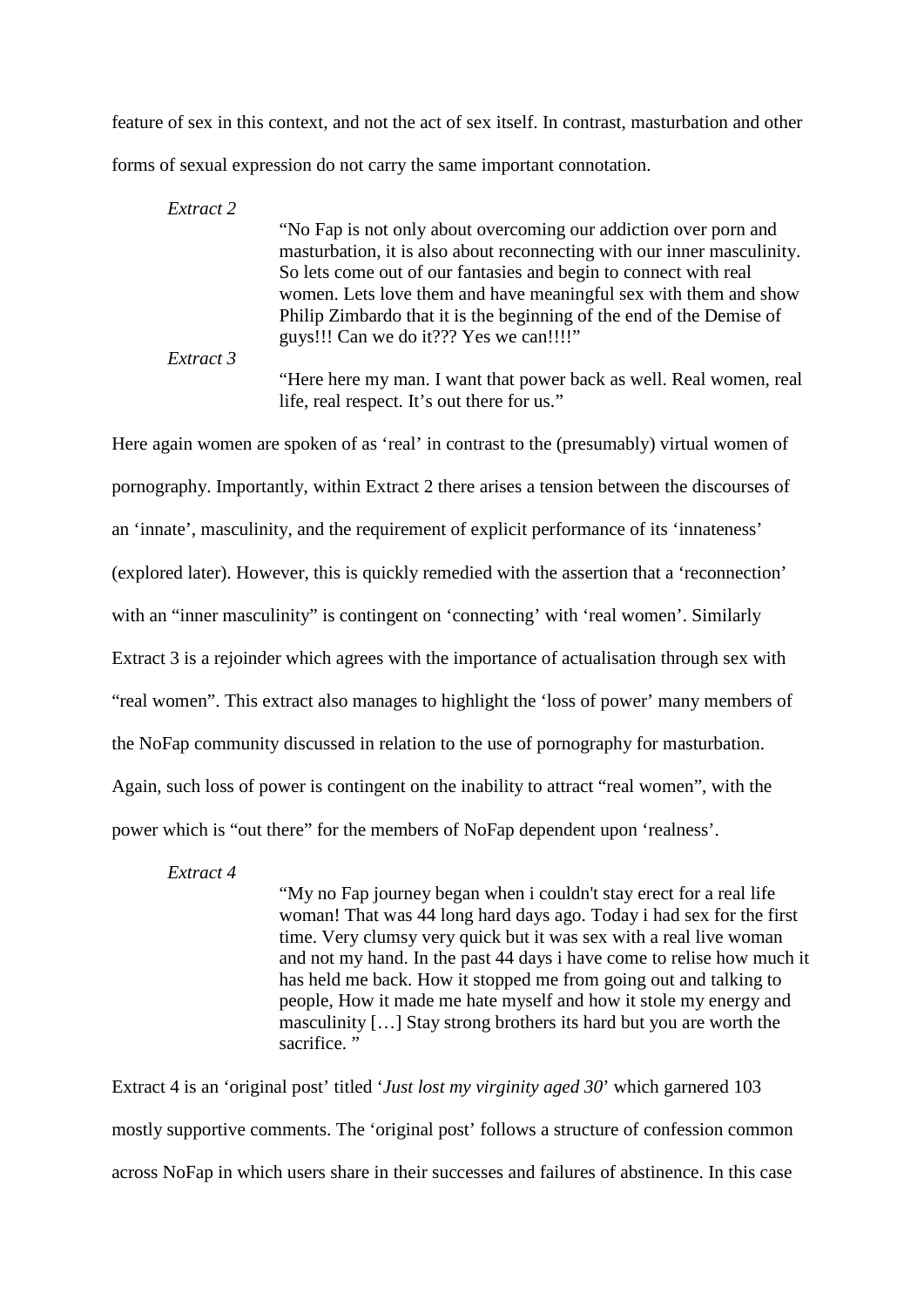feature of sex in this context, and not the act of sex itself. In contrast, masturbation and other forms of sexual expression do not carry the same important connotation.

*Extract 2*

> "No Fap is not only about overcoming our addiction over porn and masturbation, it is also about reconnecting with our inner masculinity. So lets come out of our fantasies and begin to connect with real women. Lets love them and have meaningful sex with them and show Philip Zimbardo that it is the beginning of the end of the Demise of guys!!! Can we do it??? Yes we can!!!!"

*Extract 3*

> "Here here my man. I want that power back as well. Real women, real life, real respect. It's out there for us."

Here again women are spoken of as 'real' in contrast to the (presumably) virtual women of pornography. Importantly, within Extract 2 there arises a tension between the discourses of an 'innate', masculinity, and the requirement of explicit performance of its 'innateness' (explored later). However, this is quickly remedied with the assertion that a 'reconnection' with an "inner masculinity" is contingent on 'connecting' with 'real women'. Similarly Extract 3 is a rejoinder which agrees with the importance of actualisation through sex with "real women". This extract also manages to highlight the 'loss of power' many members of the NoFap community discussed in relation to the use of pornography for masturbation. Again, such loss of power is contingent on the inability to attract "real women", with the power which is "out there" for the members of NoFap dependent upon 'realness'.

*Extract 4*

> "My no Fap journey began when i couldn't stay erect for a real life woman! That was 44 long hard days ago. Today i had sex for the first time. Very clumsy very quick but it was sex with a real live woman and not my hand. In the past 44 days i have come to relise how much it has held me back. How it stopped me from going out and talking to people, How it made me hate myself and how it stole my energy and masculinity […] Stay strong brothers its hard but you are worth the sacrifice. "

Extract 4 is an 'original post' titled '*Just lost my virginity aged 30*' which garnered 103 mostly supportive comments. The 'original post' follows a structure of confession common across NoFap in which users share in their successes and failures of abstinence. In this case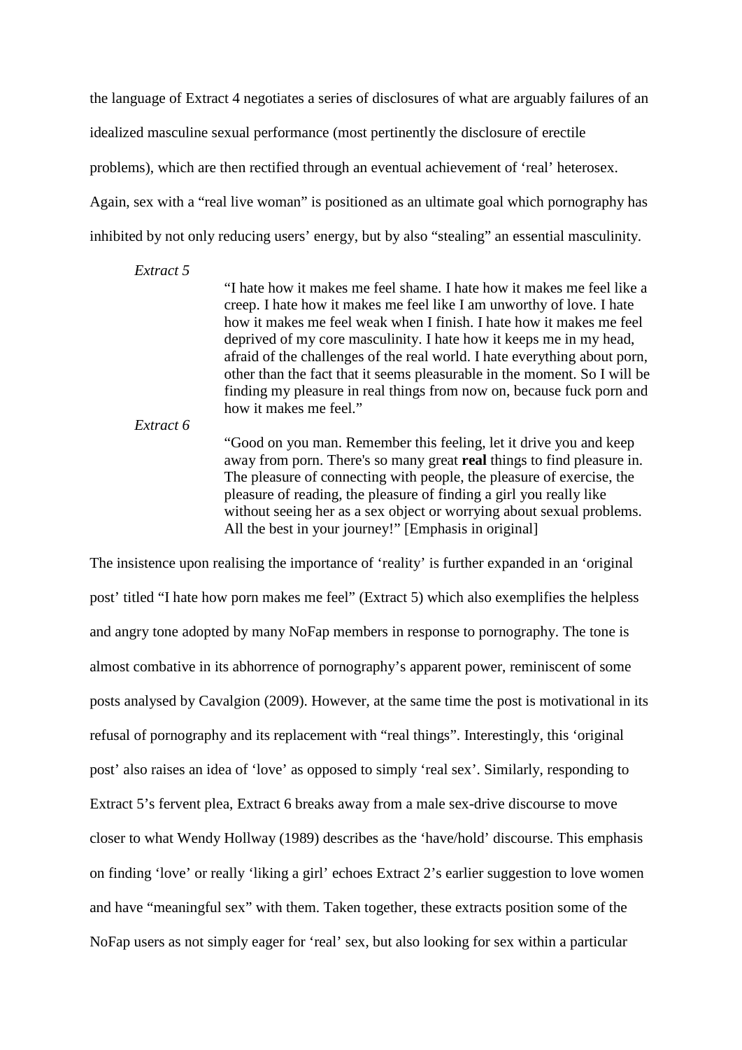the language of Extract 4 negotiates a series of disclosures of what are arguably failures of an idealized masculine sexual performance (most pertinently the disclosure of erectile problems), which are then rectified through an eventual achievement of ‘real’ heterosex. Again, sex with a “real live woman” is positioned as an ultimate goal which pornography has inhibited by not only reducing users’ energy, but by also “stealing” an essential masculinity.

*Extract 5*

> “I hate how it makes me feel shame. I hate how it makes me feel like a creep. I hate how it makes me feel like I am unworthy of love. I hate how it makes me feel weak when I finish. I hate how it makes me feel deprived of my core masculinity. I hate how it keeps me in my head, afraid of the challenges of the real world. I hate everything about porn, other than the fact that it seems pleasurable in the moment. So I will be finding my pleasure in real things from now on, because fuck porn and how it makes me feel.”

*Extract 6*

> “Good on you man. Remember this feeling, let it drive you and keep away from porn. There's so many great **real** things to find pleasure in. The pleasure of connecting with people, the pleasure of exercise, the pleasure of reading, the pleasure of finding a girl you really like without seeing her as a sex object or worrying about sexual problems. All the best in your journey!” [Emphasis in original]

The insistence upon realising the importance of ‘reality’ is further expanded in an ‘original post’ titled “I hate how porn makes me feel” (Extract 5) which also exemplifies the helpless and angry tone adopted by many NoFap members in response to pornography. The tone is almost combative in its abhorrence of pornography’s apparent power, reminiscent of some posts analysed by Cavalgion (2009). However, at the same time the post is motivational in its refusal of pornography and its replacement with “real things”. Interestingly, this ‘original post’ also raises an idea of ‘love’ as opposed to simply ‘real sex’. Similarly, responding to Extract 5’s fervent plea, Extract 6 breaks away from a male sex-drive discourse to move closer to what Wendy Hollway (1989) describes as the ‘have/hold’ discourse. This emphasis on finding ‘love’ or really ‘liking a girl’ echoes Extract 2’s earlier suggestion to love women and have “meaningful sex” with them. Taken together, these extracts position some of the NoFap users as not simply eager for ‘real’ sex, but also looking for sex within a particular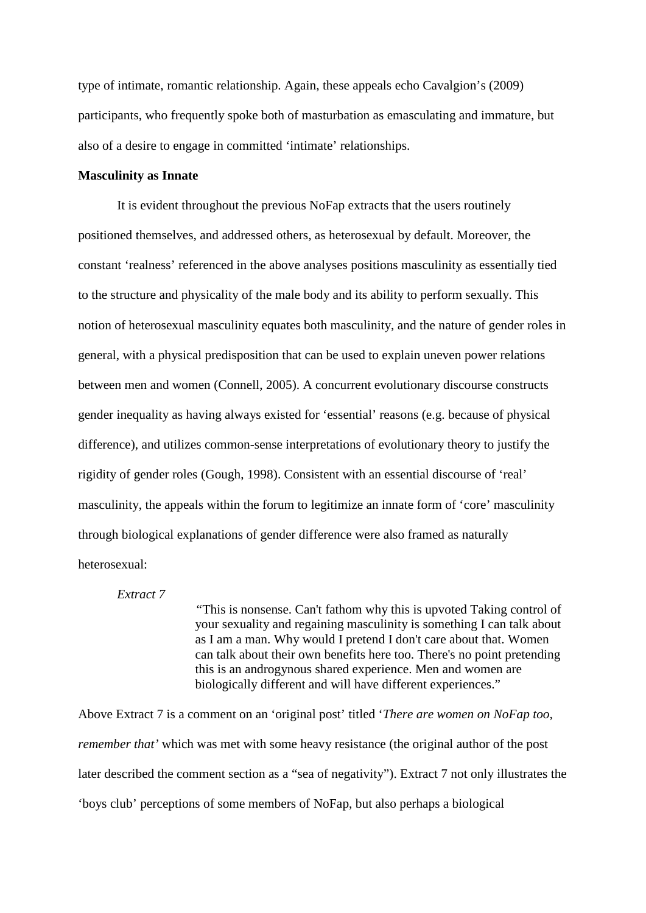type of intimate, romantic relationship. Again, these appeals echo Cavalgion's (2009) participants, who frequently spoke both of masturbation as emasculating and immature, but also of a desire to engage in committed 'intimate' relationships.

**Masculinity as Innate**

It is evident throughout the previous NoFap extracts that the users routinely positioned themselves, and addressed others, as heterosexual by default. Moreover, the constant 'realness' referenced in the above analyses positions masculinity as essentially tied to the structure and physicality of the male body and its ability to perform sexually. This notion of heterosexual masculinity equates both masculinity, and the nature of gender roles in general, with a physical predisposition that can be used to explain uneven power relations between men and women (Connell, 2005). A concurrent evolutionary discourse constructs gender inequality as having always existed for 'essential' reasons (e.g. because of physical difference), and utilizes common-sense interpretations of evolutionary theory to justify the rigidity of gender roles (Gough, 1998). Consistent with an essential discourse of 'real' masculinity, the appeals within the forum to legitimize an innate form of 'core' masculinity through biological explanations of gender difference were also framed as naturally heterosexual:

*Extract 7*

> "This is nonsense. Can't fathom why this is upvoted Taking control of your sexuality and regaining masculinity is something I can talk about as I am a man. Why would I pretend I don't care about that. Women can talk about their own benefits here too. There's no point pretending this is an androgynous shared experience. Men and women are biologically different and will have different experiences."

Above Extract 7 is a comment on an 'original post' titled '*There are women on NoFap too, remember that'* which was met with some heavy resistance (the original author of the post later described the comment section as a "sea of negativity"). Extract 7 not only illustrates the 'boys club' perceptions of some members of NoFap, but also perhaps a biological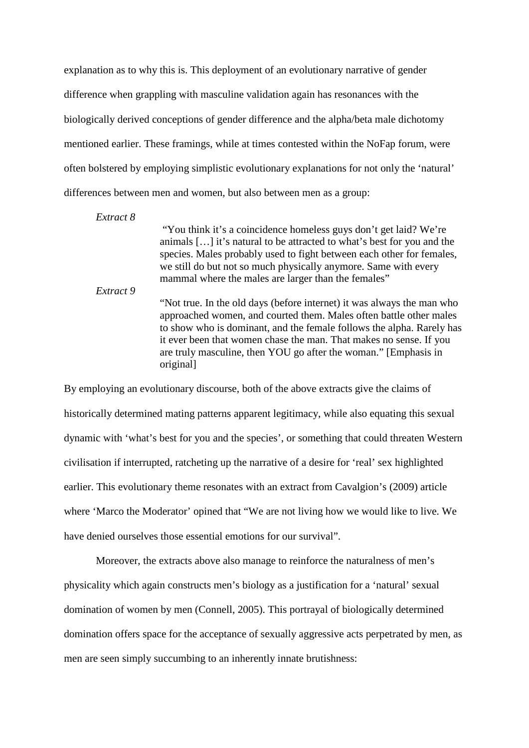explanation as to why this is. This deployment of an evolutionary narrative of gender difference when grappling with masculine validation again has resonances with the biologically derived conceptions of gender difference and the alpha/beta male dichotomy mentioned earlier. These framings, while at times contested within the NoFap forum, were often bolstered by employing simplistic evolutionary explanations for not only the 'natural' differences between men and women, but also between men as a group:

*Extract 8*

> "You think it's a coincidence homeless guys don't get laid? We're animals […] it's natural to be attracted to what's best for you and the species. Males probably used to fight between each other for females, we still do but not so much physically anymore. Same with every mammal where the males are larger than the females"

*Extract 9*

> "Not true. In the old days (before internet) it was always the man who approached women, and courted them. Males often battle other males to show who is dominant, and the female follows the alpha. Rarely has it ever been that women chase the man. That makes no sense. If you are truly masculine, then YOU go after the woman." [Emphasis in original]

By employing an evolutionary discourse, both of the above extracts give the claims of historically determined mating patterns apparent legitimacy, while also equating this sexual dynamic with 'what's best for you and the species', or something that could threaten Western civilisation if interrupted, ratcheting up the narrative of a desire for 'real' sex highlighted earlier. This evolutionary theme resonates with an extract from Cavalgion's (2009) article where 'Marco the Moderator' opined that "We are not living how we would like to live. We have denied ourselves those essential emotions for our survival".

Moreover, the extracts above also manage to reinforce the naturalness of men's physicality which again constructs men's biology as a justification for a 'natural' sexual domination of women by men (Connell, 2005). This portrayal of biologically determined domination offers space for the acceptance of sexually aggressive acts perpetrated by men, as men are seen simply succumbing to an inherently innate brutishness: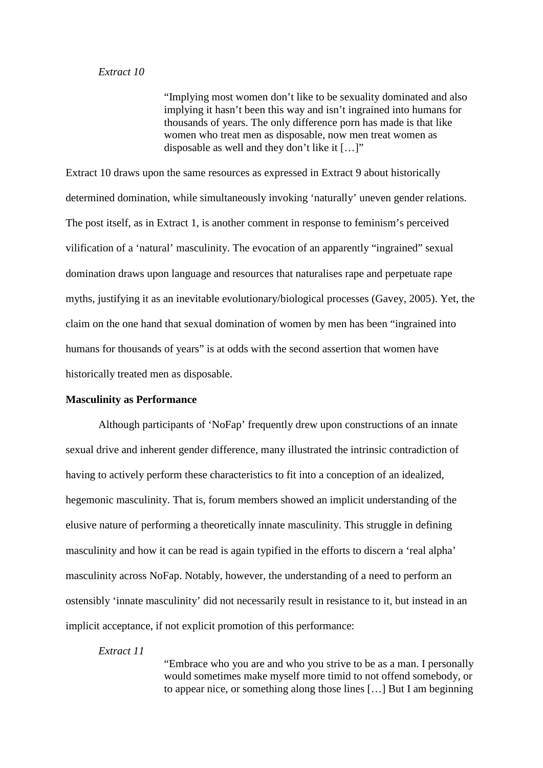*Extract 10*

> "Implying most women don't like to be sexuality dominated and also implying it hasn't been this way and isn't ingrained into humans for thousands of years. The only difference porn has made is that like women who treat men as disposable, now men treat women as disposable as well and they don't like it […]"

Extract 10 draws upon the same resources as expressed in Extract 9 about historically determined domination, while simultaneously invoking 'naturally' uneven gender relations. The post itself, as in Extract 1, is another comment in response to feminism's perceived vilification of a 'natural' masculinity. The evocation of an apparently "ingrained" sexual domination draws upon language and resources that naturalises rape and perpetuate rape myths, justifying it as an inevitable evolutionary/biological processes (Gavey, 2005). Yet, the claim on the one hand that sexual domination of women by men has been "ingrained into humans for thousands of years" is at odds with the second assertion that women have historically treated men as disposable.

**Masculinity as Performance**

Although participants of 'NoFap' frequently drew upon constructions of an innate sexual drive and inherent gender difference, many illustrated the intrinsic contradiction of having to actively perform these characteristics to fit into a conception of an idealized, hegemonic masculinity. That is, forum members showed an implicit understanding of the elusive nature of performing a theoretically innate masculinity. This struggle in defining masculinity and how it can be read is again typified in the efforts to discern a 'real alpha' masculinity across NoFap. Notably, however, the understanding of a need to perform an ostensibly 'innate masculinity' did not necessarily result in resistance to it, but instead in an implicit acceptance, if not explicit promotion of this performance:

*Extract 11*

> "Embrace who you are and who you strive to be as a man. I personally would sometimes make myself more timid to not offend somebody, or to appear nice, or something along those lines […] But I am beginning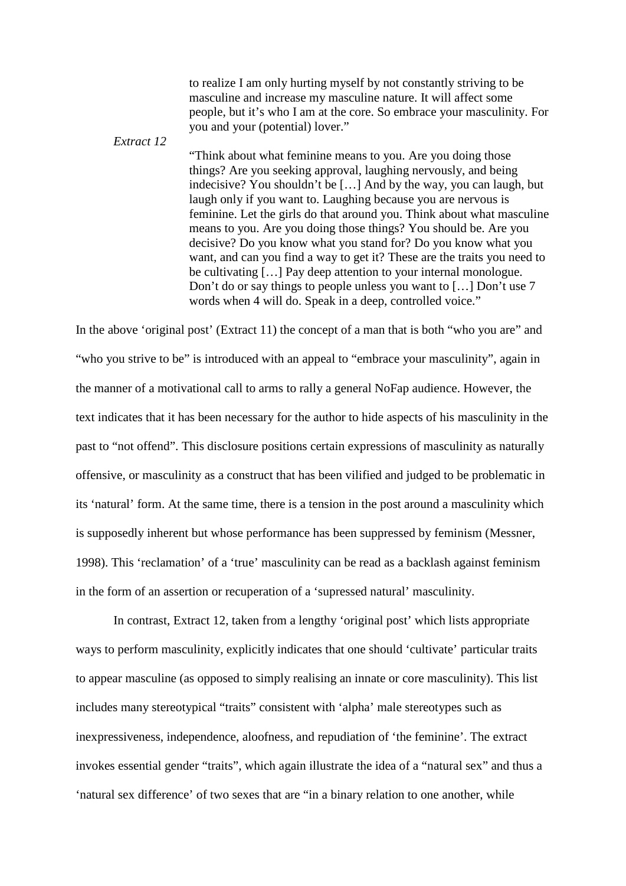> to realize I am only hurting myself by not constantly striving to be masculine and increase my masculine nature. It will affect some people, but it's who I am at the core. So embrace your masculinity. For you and your (potential) lover."

*Extract 12*

> "Think about what feminine means to you. Are you doing those things? Are you seeking approval, laughing nervously, and being indecisive? You shouldn't be […] And by the way, you can laugh, but laugh only if you want to. Laughing because you are nervous is feminine. Let the girls do that around you. Think about what masculine means to you. Are you doing those things? You should be. Are you decisive? Do you know what you stand for? Do you know what you want, and can you find a way to get it? These are the traits you need to be cultivating […] Pay deep attention to your internal monologue. Don't do or say things to people unless you want to […] Don't use 7 words when 4 will do. Speak in a deep, controlled voice."

In the above 'original post' (Extract 11) the concept of a man that is both "who you are" and "who you strive to be" is introduced with an appeal to "embrace your masculinity", again in the manner of a motivational call to arms to rally a general NoFap audience. However, the text indicates that it has been necessary for the author to hide aspects of his masculinity in the past to "not offend". This disclosure positions certain expressions of masculinity as naturally offensive, or masculinity as a construct that has been vilified and judged to be problematic in its 'natural' form. At the same time, there is a tension in the post around a masculinity which is supposedly inherent but whose performance has been suppressed by feminism (Messner, 1998). This 'reclamation' of a 'true' masculinity can be read as a backlash against feminism in the form of an assertion or recuperation of a 'supressed natural' masculinity.

In contrast, Extract 12, taken from a lengthy 'original post' which lists appropriate ways to perform masculinity, explicitly indicates that one should 'cultivate' particular traits to appear masculine (as opposed to simply realising an innate or core masculinity). This list includes many stereotypical "traits" consistent with 'alpha' male stereotypes such as inexpressiveness, independence, aloofness, and repudiation of 'the feminine'. The extract invokes essential gender "traits", which again illustrate the idea of a "natural sex" and thus a 'natural sex difference' of two sexes that are "in a binary relation to one another, while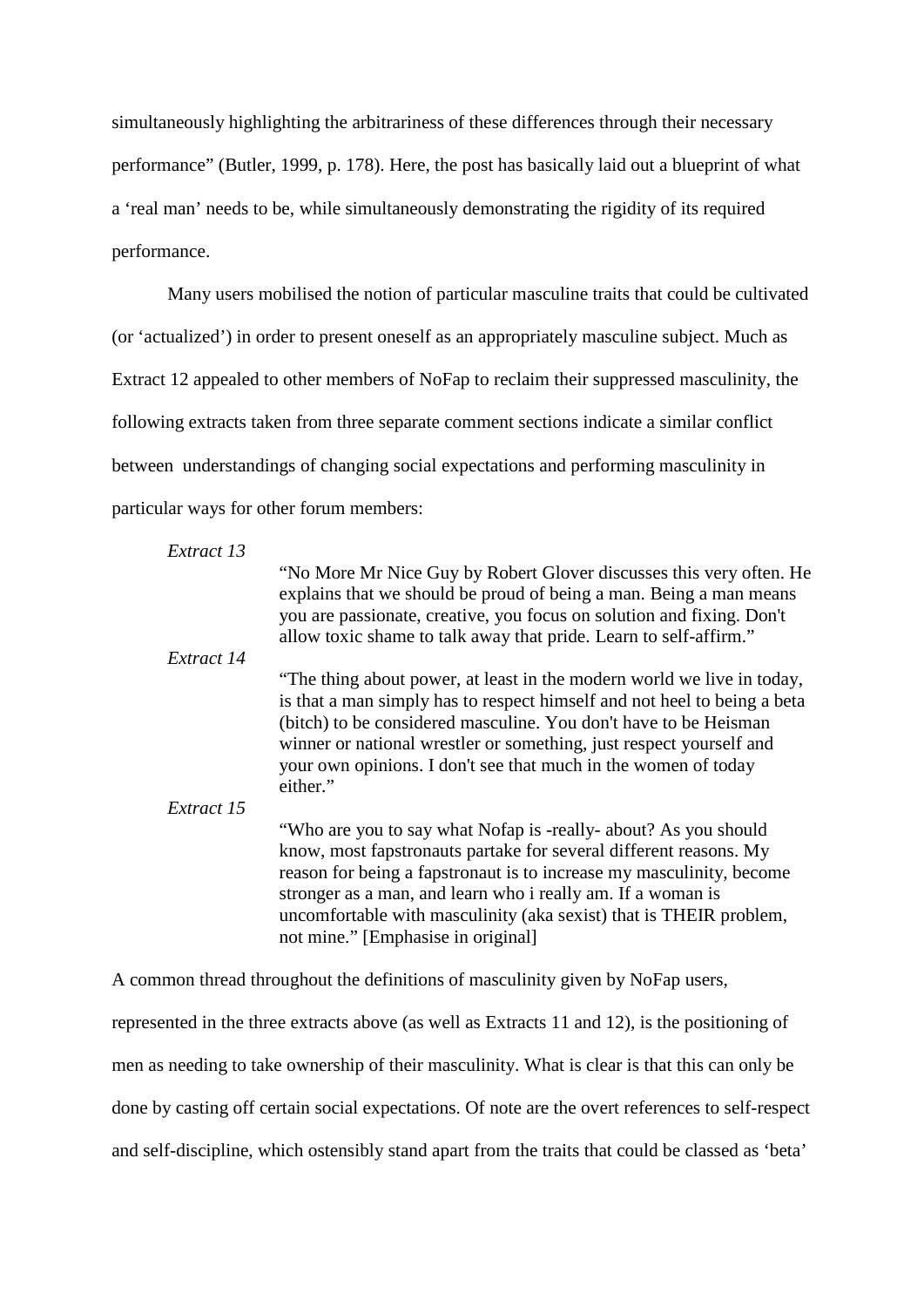simultaneously highlighting the arbitrariness of these differences through their necessary performance" (Butler, 1999, p. 178). Here, the post has basically laid out a blueprint of what a 'real man' needs to be, while simultaneously demonstrating the rigidity of its required performance.

Many users mobilised the notion of particular masculine traits that could be cultivated (or 'actualized') in order to present oneself as an appropriately masculine subject. Much as Extract 12 appealed to other members of NoFap to reclaim their suppressed masculinity, the following extracts taken from three separate comment sections indicate a similar conflict between understandings of changing social expectations and performing masculinity in particular ways for other forum members:

*Extract 13*

> "No More Mr Nice Guy by Robert Glover discusses this very often. He explains that we should be proud of being a man. Being a man means you are passionate, creative, you focus on solution and fixing. Don't allow toxic shame to talk away that pride. Learn to self-affirm."

*Extract 14*

> "The thing about power, at least in the modern world we live in today, is that a man simply has to respect himself and not heel to being a beta (bitch) to be considered masculine. You don't have to be Heisman winner or national wrestler or something, just respect yourself and your own opinions. I don't see that much in the women of today either."

*Extract 15*

> "Who are you to say what Nofap is -really- about? As you should know, most fapstronauts partake for several different reasons. My reason for being a fapstronaut is to increase my masculinity, become stronger as a man, and learn who i really am. If a woman is uncomfortable with masculinity (aka sexist) that is THEIR problem, not mine." [Emphasise in original]

A common thread throughout the definitions of masculinity given by NoFap users, represented in the three extracts above (as well as Extracts 11 and 12), is the positioning of men as needing to take ownership of their masculinity. What is clear is that this can only be done by casting off certain social expectations. Of note are the overt references to self-respect and self-discipline, which ostensibly stand apart from the traits that could be classed as 'beta'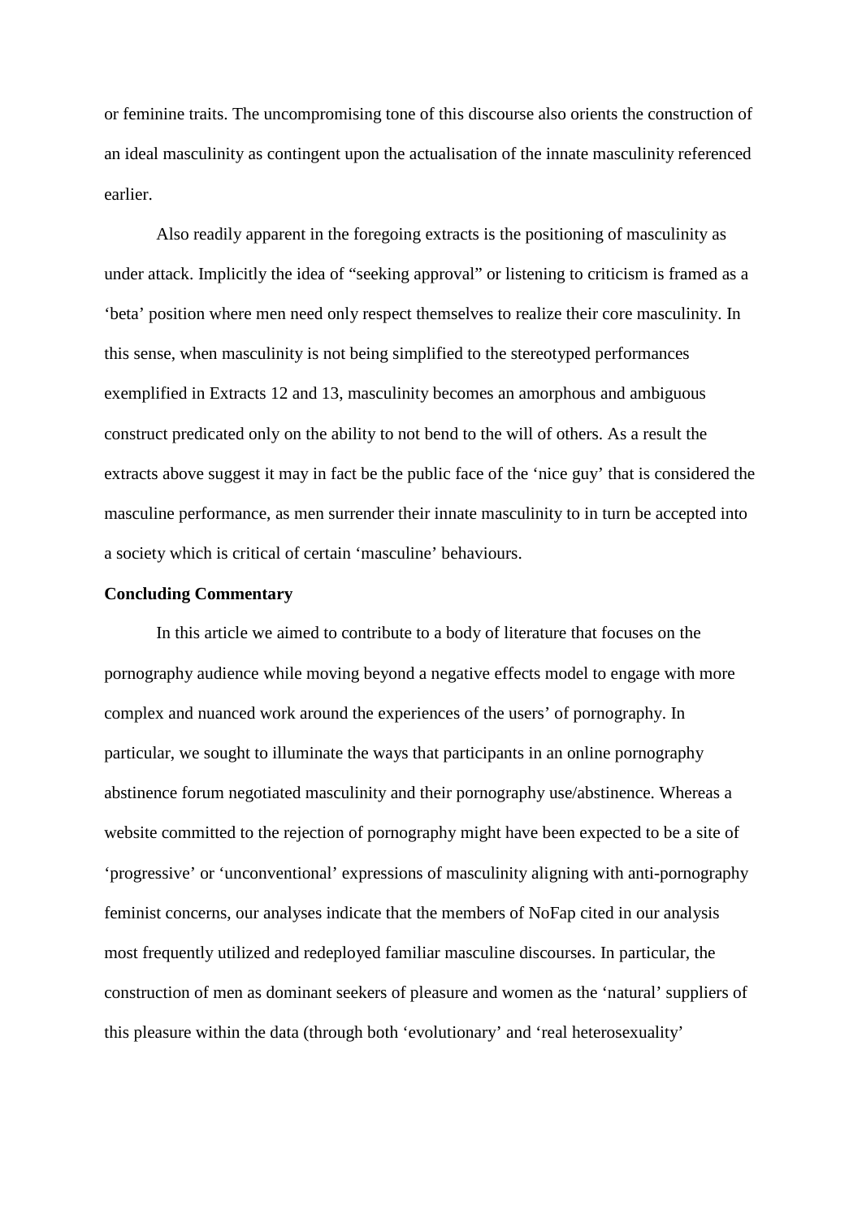or feminine traits. The uncompromising tone of this discourse also orients the construction of an ideal masculinity as contingent upon the actualisation of the innate masculinity referenced earlier.

Also readily apparent in the foregoing extracts is the positioning of masculinity as under attack. Implicitly the idea of "seeking approval" or listening to criticism is framed as a 'beta' position where men need only respect themselves to realize their core masculinity. In this sense, when masculinity is not being simplified to the stereotyped performances exemplified in Extracts 12 and 13, masculinity becomes an amorphous and ambiguous construct predicated only on the ability to not bend to the will of others. As a result the extracts above suggest it may in fact be the public face of the 'nice guy' that is considered the masculine performance, as men surrender their innate masculinity to in turn be accepted into a society which is critical of certain 'masculine' behaviours.

**Concluding Commentary**

In this article we aimed to contribute to a body of literature that focuses on the pornography audience while moving beyond a negative effects model to engage with more complex and nuanced work around the experiences of the users' of pornography. In particular, we sought to illuminate the ways that participants in an online pornography abstinence forum negotiated masculinity and their pornography use/abstinence. Whereas a website committed to the rejection of pornography might have been expected to be a site of 'progressive' or 'unconventional' expressions of masculinity aligning with anti-pornography feminist concerns, our analyses indicate that the members of NoFap cited in our analysis most frequently utilized and redeployed familiar masculine discourses. In particular, the construction of men as dominant seekers of pleasure and women as the 'natural' suppliers of this pleasure within the data (through both 'evolutionary' and 'real heterosexuality'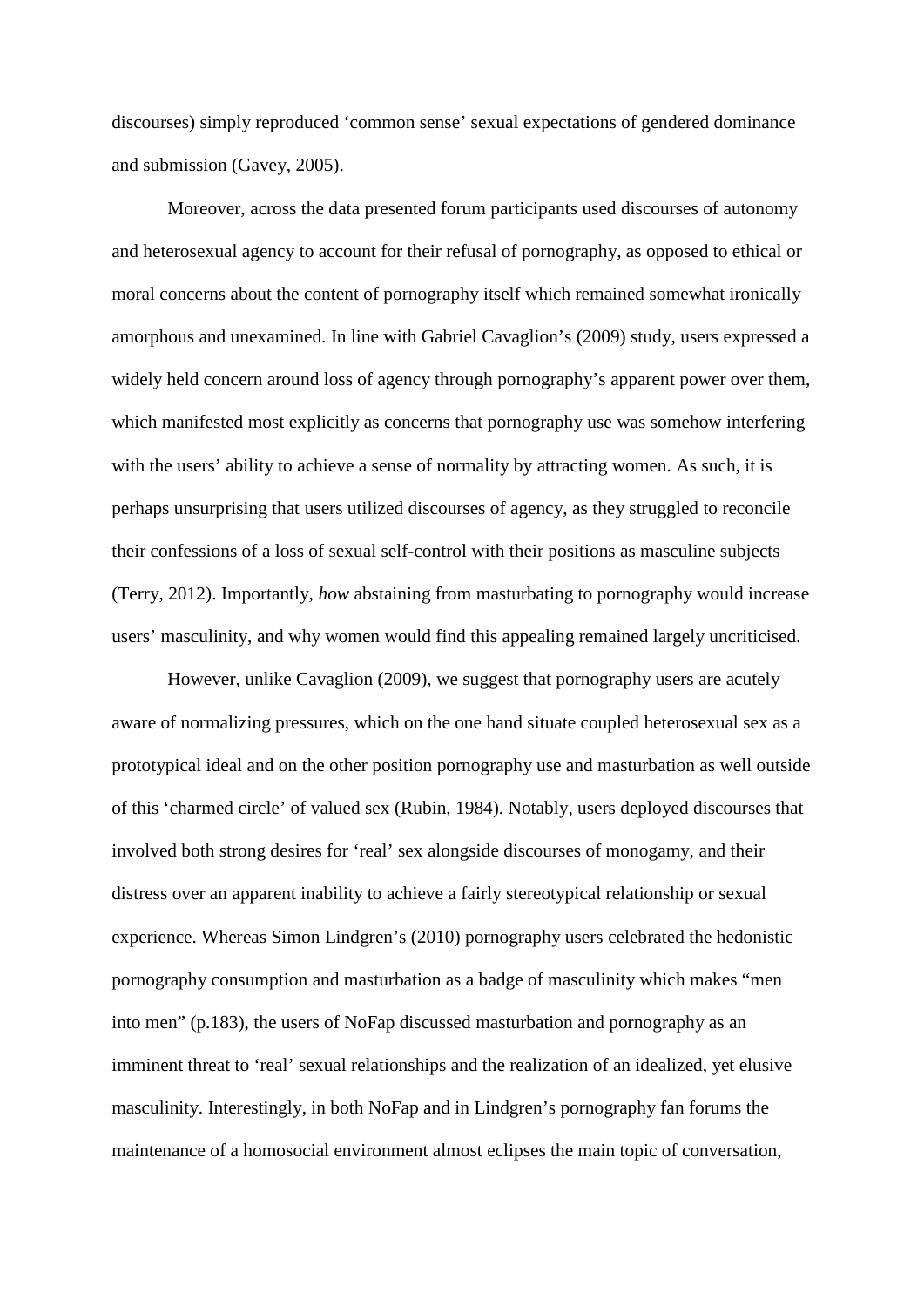discourses) simply reproduced 'common sense' sexual expectations of gendered dominance and submission (Gavey, 2005).

Moreover, across the data presented forum participants used discourses of autonomy and heterosexual agency to account for their refusal of pornography, as opposed to ethical or moral concerns about the content of pornography itself which remained somewhat ironically amorphous and unexamined. In line with Gabriel Cavaglion's (2009) study, users expressed a widely held concern around loss of agency through pornography's apparent power over them, which manifested most explicitly as concerns that pornography use was somehow interfering with the users' ability to achieve a sense of normality by attracting women. As such, it is perhaps unsurprising that users utilized discourses of agency, as they struggled to reconcile their confessions of a loss of sexual self-control with their positions as masculine subjects (Terry, 2012). Importantly, *how* abstaining from masturbating to pornography would increase users' masculinity, and why women would find this appealing remained largely uncriticised.

However, unlike Cavaglion (2009), we suggest that pornography users are acutely aware of normalizing pressures, which on the one hand situate coupled heterosexual sex as a prototypical ideal and on the other position pornography use and masturbation as well outside of this 'charmed circle' of valued sex (Rubin, 1984). Notably, users deployed discourses that involved both strong desires for 'real' sex alongside discourses of monogamy, and their distress over an apparent inability to achieve a fairly stereotypical relationship or sexual experience. Whereas Simon Lindgren's (2010) pornography users celebrated the hedonistic pornography consumption and masturbation as a badge of masculinity which makes "men into men" (p.183), the users of NoFap discussed masturbation and pornography as an imminent threat to 'real' sexual relationships and the realization of an idealized, yet elusive masculinity. Interestingly, in both NoFap and in Lindgren's pornography fan forums the maintenance of a homosocial environment almost eclipses the main topic of conversation,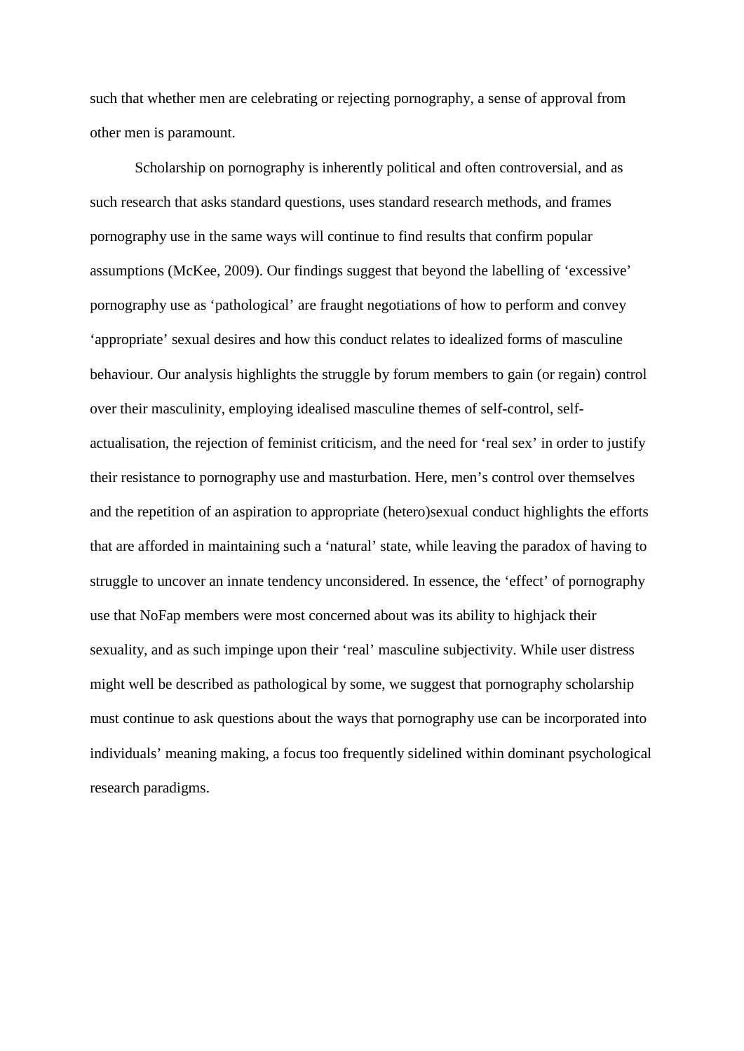such that whether men are celebrating or rejecting pornography, a sense of approval from other men is paramount.

Scholarship on pornography is inherently political and often controversial, and as such research that asks standard questions, uses standard research methods, and frames pornography use in the same ways will continue to find results that confirm popular assumptions (McKee, 2009). Our findings suggest that beyond the labelling of 'excessive' pornography use as 'pathological' are fraught negotiations of how to perform and convey 'appropriate' sexual desires and how this conduct relates to idealized forms of masculine behaviour. Our analysis highlights the struggle by forum members to gain (or regain) control over their masculinity, employing idealised masculine themes of self-control, self-actualisation, the rejection of feminist criticism, and the need for 'real sex' in order to justify their resistance to pornography use and masturbation. Here, men's control over themselves and the repetition of an aspiration to appropriate (hetero)sexual conduct highlights the efforts that are afforded in maintaining such a 'natural' state, while leaving the paradox of having to struggle to uncover an innate tendency unconsidered. In essence, the 'effect' of pornography use that NoFap members were most concerned about was its ability to highjack their sexuality, and as such impinge upon their 'real' masculine subjectivity. While user distress might well be described as pathological by some, we suggest that pornography scholarship must continue to ask questions about the ways that pornography use can be incorporated into individuals' meaning making, a focus too frequently sidelined within dominant psychological research paradigms.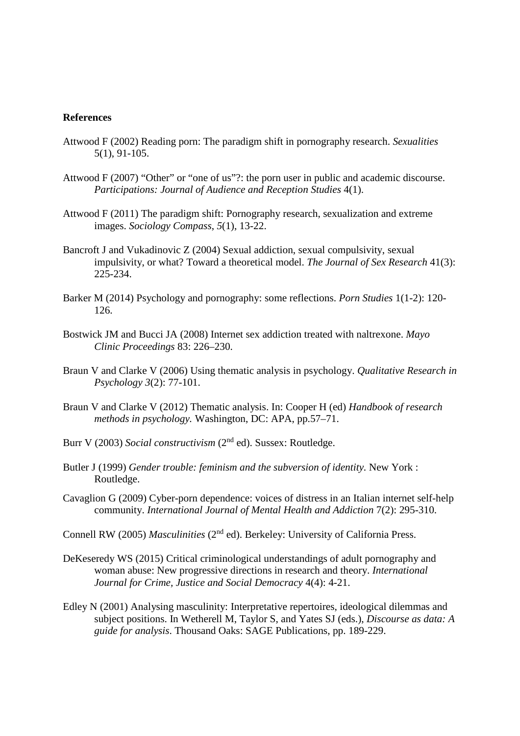**References**

Attwood F (2002) Reading porn: The paradigm shift in pornography research. *Sexualities* 5(1), 91-105.

Attwood F (2007) “Other” or “one of us”?: the porn user in public and academic discourse. *Participations: Journal of Audience and Reception Studies* 4(1).

Attwood F (2011) The paradigm shift: Pornography research, sexualization and extreme images. *Sociology Compass*, *5*(1), 13-22.

Bancroft J and Vukadinovic Z (2004) Sexual addiction, sexual compulsivity, sexual impulsivity, or what? Toward a theoretical model. *The Journal of Sex Research* 41(3): 225-234.

Barker M (2014) Psychology and pornography: some reflections. *Porn Studies* 1(1-2): 120-126.

Bostwick JM and Bucci JA (2008) Internet sex addiction treated with naltrexone. *Mayo Clinic Proceedings* 83: 226–230.

Braun V and Clarke V (2006) Using thematic analysis in psychology. *Qualitative Research in Psychology 3*(2): 77-101.

Braun V and Clarke V (2012) Thematic analysis. In: Cooper H (ed) *Handbook of research methods in psychology.* Washington, DC: APA, pp.57–71.

Burr V (2003) *Social constructivism* (2nd ed). Sussex: Routledge.

Butler J (1999) *Gender trouble: feminism and the subversion of identity.* New York : Routledge.

Cavaglion G (2009) Cyber-porn dependence: voices of distress in an Italian internet self-help community. *International Journal of Mental Health and Addiction* 7(2): 295-310.

Connell RW (2005) *Masculinities* (2nd ed). Berkeley: University of California Press.

DeKeseredy WS (2015) Critical criminological understandings of adult pornography and woman abuse: New progressive directions in research and theory. *International Journal for Crime, Justice and Social Democracy* 4(4): 4-21.

Edley N (2001) Analysing masculinity: Interpretative repertoires, ideological dilemmas and subject positions. In Wetherell M, Taylor S, and Yates SJ (eds.), *Discourse as data: A guide for analysis*. Thousand Oaks: SAGE Publications, pp. 189-229.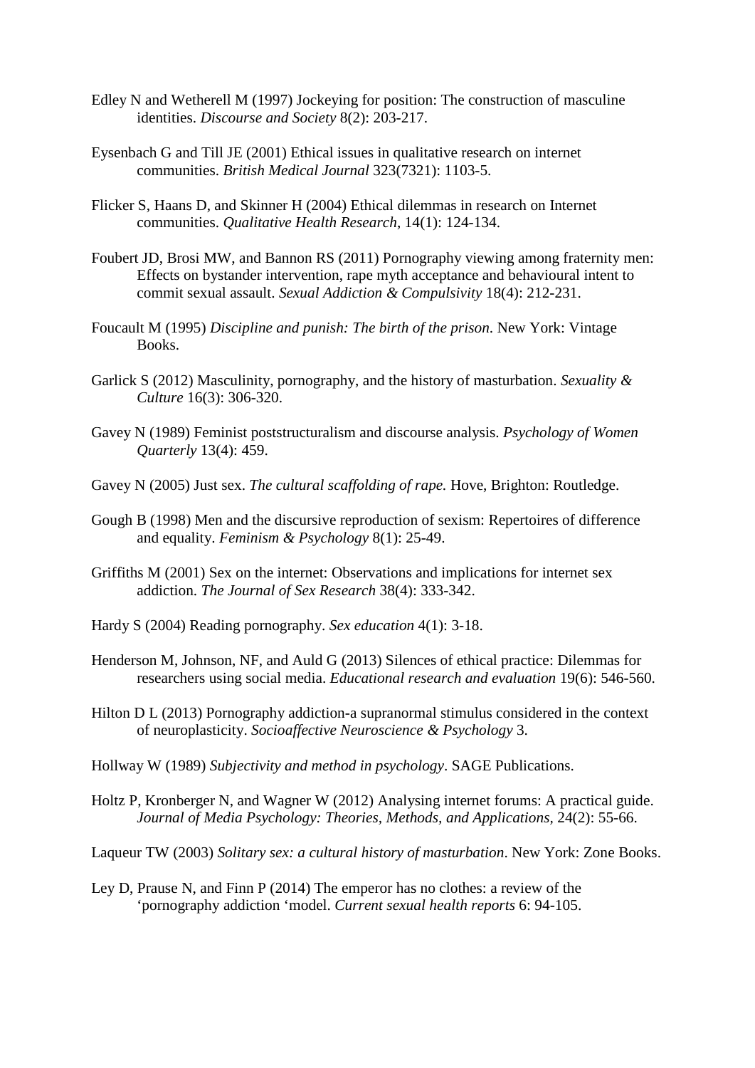Edley N and Wetherell M (1997) Jockeying for position: The construction of masculine identities. *Discourse and Society* 8(2): 203-217.

Eysenbach G and Till JE (2001) Ethical issues in qualitative research on internet communities. *British Medical Journal* 323(7321): 1103-5.

Flicker S, Haans D, and Skinner H (2004) Ethical dilemmas in research on Internet communities. *Qualitative Health Research*, 14(1): 124-134.

Foubert JD, Brosi MW, and Bannon RS (2011) Pornography viewing among fraternity men: Effects on bystander intervention, rape myth acceptance and behavioural intent to commit sexual assault. *Sexual Addiction & Compulsivity* 18(4): 212-231.

Foucault M (1995) *Discipline and punish: The birth of the prison*. New York: Vintage Books.

Garlick S (2012) Masculinity, pornography, and the history of masturbation. *Sexuality & Culture* 16(3): 306-320.

Gavey N (1989) Feminist poststructuralism and discourse analysis. *Psychology of Women Quarterly* 13(4): 459.

Gavey N (2005) Just sex. *The cultural scaffolding of rape.* Hove, Brighton: Routledge.

Gough B (1998) Men and the discursive reproduction of sexism: Repertoires of difference and equality. *Feminism & Psychology* 8(1): 25-49.

Griffiths M (2001) Sex on the internet: Observations and implications for internet sex addiction. *The Journal of Sex Research* 38(4): 333-342.

Hardy S (2004) Reading pornography. *Sex education* 4(1): 3-18.

Henderson M, Johnson, NF, and Auld G (2013) Silences of ethical practice: Dilemmas for researchers using social media. *Educational research and evaluation* 19(6): 546-560.

Hilton D L (2013) Pornography addiction-a supranormal stimulus considered in the context of neuroplasticity. *Socioaffective Neuroscience & Psychology* 3.

Hollway W (1989) *Subjectivity and method in psychology*. SAGE Publications.

Holtz P, Kronberger N, and Wagner W (2012) Analysing internet forums: A practical guide. *Journal of Media Psychology: Theories, Methods, and Applications*, 24(2): 55-66.

Laqueur TW (2003) *Solitary sex: a cultural history of masturbation*. New York: Zone Books.

Ley D, Prause N, and Finn P (2014) The emperor has no clothes: a review of the 'pornography addiction 'model. *Current sexual health reports* 6: 94-105.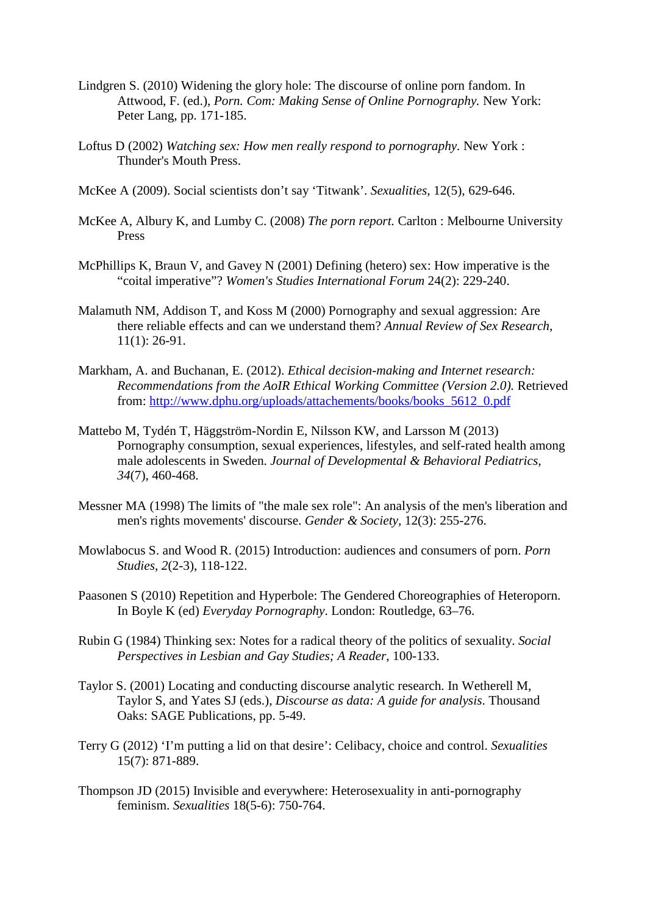Lindgren S. (2010) Widening the glory hole: The discourse of online porn fandom. In Attwood, F. (ed.), *Porn. Com: Making Sense of Online Pornography.* New York: Peter Lang, pp. 171-185.

Loftus D (2002) *Watching sex: How men really respond to pornography.* New York : Thunder's Mouth Press.

McKee A (2009). Social scientists don't say 'Titwank'. *Sexualities*, 12(5), 629-646.

McKee A, Albury K, and Lumby C. (2008) *The porn report.* Carlton : Melbourne University Press

McPhillips K, Braun V, and Gavey N (2001) Defining (hetero) sex: How imperative is the "coital imperative"? *Women's Studies International Forum* 24(2): 229-240.

Malamuth NM, Addison T, and Koss M (2000) Pornography and sexual aggression: Are there reliable effects and can we understand them? *Annual Review of Sex Research*, 11(1): 26-91.

Markham, A. and Buchanan, E. (2012). *Ethical decision-making and Internet research: Recommendations from the AoIR Ethical Working Committee (Version 2.0).* Retrieved from: http://www.dphu.org/uploads/attachements/books/books_5612_0.pdf

Mattebo M, Tydén T, Häggström-Nordin E, Nilsson KW, and Larsson M (2013) Pornography consumption, sexual experiences, lifestyles, and self-rated health among male adolescents in Sweden. *Journal of Developmental & Behavioral Pediatrics*, *34*(7), 460-468.

Messner MA (1998) The limits of "the male sex role": An analysis of the men's liberation and men's rights movements' discourse. *Gender & Society*, 12(3): 255-276.

Mowlabocus S. and Wood R. (2015) Introduction: audiences and consumers of porn. *Porn Studies*, *2*(2-3), 118-122.

Paasonen S (2010) Repetition and Hyperbole: The Gendered Choreographies of Heteroporn. In Boyle K (ed) *Everyday Pornography*. London: Routledge, 63–76.

Rubin G (1984) Thinking sex: Notes for a radical theory of the politics of sexuality. *Social Perspectives in Lesbian and Gay Studies; A Reader*, 100-133.

Taylor S. (2001) Locating and conducting discourse analytic research. In Wetherell M, Taylor S, and Yates SJ (eds.), *Discourse as data: A guide for analysis*. Thousand Oaks: SAGE Publications, pp. 5-49.

Terry G (2012) 'I'm putting a lid on that desire': Celibacy, choice and control. *Sexualities* 15(7): 871-889.

Thompson JD (2015) Invisible and everywhere: Heterosexuality in anti-pornography feminism. *Sexualities* 18(5-6): 750-764.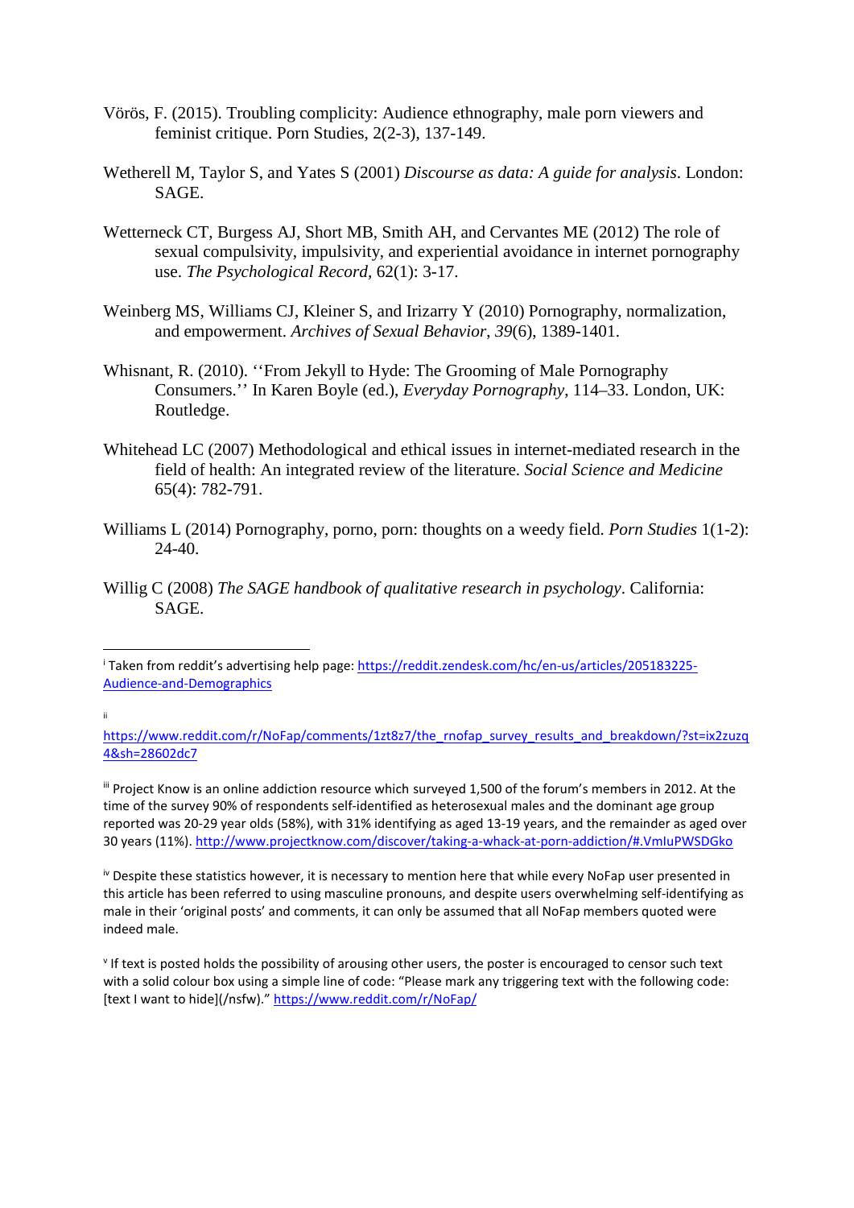Vörös, F. (2015). Troubling complicity: Audience ethnography, male porn viewers and feminist critique. Porn Studies, 2(2-3), 137-149.

Wetherell M, Taylor S, and Yates S (2001) *Discourse as data: A guide for analysis*. London: SAGE.

Wetterneck CT, Burgess AJ, Short MB, Smith AH, and Cervantes ME (2012) The role of sexual compulsivity, impulsivity, and experiential avoidance in internet pornography use. *The Psychological Record*, 62(1): 3-17.

Weinberg MS, Williams CJ, Kleiner S, and Irizarry Y (2010) Pornography, normalization, and empowerment. *Archives of Sexual Behavior*, *39*(6), 1389-1401.

Whisnant, R. (2010). ''From Jekyll to Hyde: The Grooming of Male Pornography Consumers.'' In Karen Boyle (ed.), *Everyday Pornography*, 114–33. London, UK: Routledge.

Whitehead LC (2007) Methodological and ethical issues in internet-mediated research in the field of health: An integrated review of the literature. *Social Science and Medicine* 65(4): 782-791.

Williams L (2014) Pornography, porno, porn: thoughts on a weedy field. *Porn Studies* 1(1-2): 24-40.

Willig C (2008) *The SAGE handbook of qualitative research in psychology*. California: SAGE.

---

[i] Taken from reddit's advertising help page: https://reddit.zendesk.com/hc/en-us/articles/205183225-Audience-and-Demographics

[ii] https://www.reddit.com/r/NoFap/comments/1zt8z7/the_rnofap_survey_results_and_breakdown/?st=ix2zuzq4&sh=28602dc7

[iii] Project Know is an online addiction resource which surveyed 1,500 of the forum's members in 2012. At the time of the survey 90% of respondents self-identified as heterosexual males and the dominant age group reported was 20-29 year olds (58%), with 31% identifying as aged 13-19 years, and the remainder as aged over 30 years (11%). http://www.projectknow.com/discover/taking-a-whack-at-porn-addiction/#.VmIuPWSDGko

[iv] Despite these statistics however, it is necessary to mention here that while every NoFap user presented in this article has been referred to using masculine pronouns, and despite users overwhelming self-identifying as male in their 'original posts' and comments, it can only be assumed that all NoFap members quoted were indeed male.

[v] If text is posted holds the possibility of arousing other users, the poster is encouraged to censor such text with a solid colour box using a simple line of code: "Please mark any triggering text with the following code: [text I want to hide](/nsfw)." https://www.reddit.com/r/NoFap/